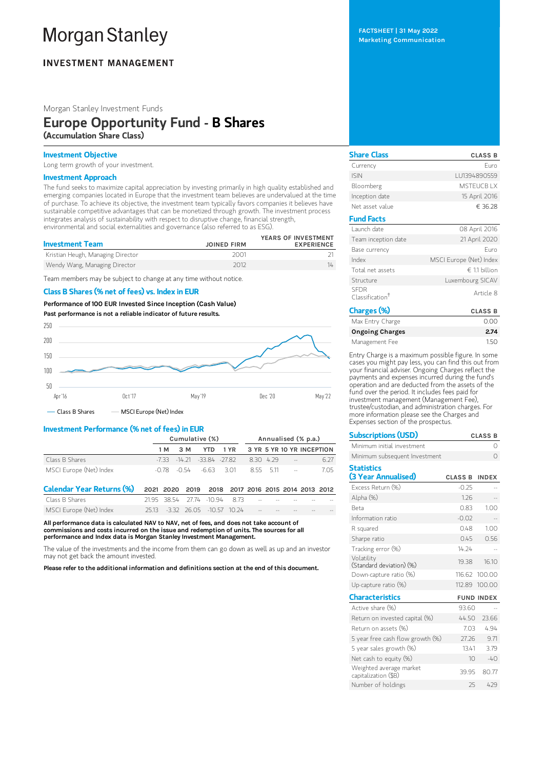# Morgan Stanley

## INVESTMENT MANAGEMENT

FACTSHEET | 31 May 2022
Marketing Communication

Morgan Stanley Investment Funds

# Europe Opportunity Fund - B Shares

**(Accumulation Share Class)**

### Investment Objective

Long term growth of your investment.

### Investment Approach

The fund seeks to maximize capital appreciation by investing primarily in high quality established and emerging companies located in Europe that the investment team believes are undervalued at the time of purchase. To achieve its objective, the investment team typically favors companies it believes have sustainable competitive advantages that can be monetized through growth. The investment process integrates analysis of sustainability with respect to disruptive change, financial strength, environmental and social externalities and governance (also referred to as ESG).

| Investment Team | JOINED FIRM | YEARS OF INVESTMENT EXPERIENCE |
|---|---|---|
| Kristian Heugh, Managing Director | 2001 | 21 |
| Wendy Wang, Managing Director | 2012 | 14 |

Team members may be subject to change at any time without notice.

### Class B Shares (% net of fees) vs. Index in EUR

**Performance of 100 EUR Invested Since Inception (Cash Value)**

**Past performance is not a reliable indicator of future results.**

— Class B Shares — MSCI Europe (Net) Index

### Investment Performance (% net of fees) in EUR

| | Cumulative (%) | | | | Annualised (% p.a.) | | | |
|---|---|---|---|---|---|---|---|---|
| | 1 M | 3 M | YTD | 1 YR | 3 YR | 5 YR | 10 YR | INCEPTION |
| Class B Shares | -7.33 | -14.21 | -33.84 | -27.82 | 8.30 | 4.29 | -- | 6.27 |
| MSCI Europe (Net) Index | -0.78 | -0.54 | -6.63 | 3.01 | 8.55 | 5.11 | -- | 7.05 |

### Calendar Year Returns (%)

| | 2021 | 2020 | 2019 | 2018 | 2017 | 2016 | 2015 | 2014 | 2013 | 2012 |
|---|---|---|---|---|---|---|---|---|---|---|
| Class B Shares | 21.95 | 38.54 | 27.74 | -10.94 | 8.73 | -- | -- | -- | -- | -- |
| MSCI Europe (Net) Index | 25.13 | -3.32 | 26.05 | -10.57 | 10.24 | -- | -- | -- | -- | -- |

**All performance data is calculated NAV to NAV, net of fees, and does not take account of commissions and costs incurred on the issue and redemption of units. The sources for all performance and Index data is Morgan Stanley Investment Management.**

The value of the investments and the income from them can go down as well as up and an investor may not get back the amount invested.

**Please refer to the additional information and definitions section at the end of this document.**

### Share Class

| Share Class | CLASS B |
|---|---|
| Currency | Euro |
| ISIN | LU1394890559 |
| Bloomberg | MSTEUCB LX |
| Inception date | 15 April 2016 |
| Net asset value | € 36.28 |

### Fund Facts

| Fund Facts | |
|---|---|
| Launch date | 08 April 2016 |
| Team inception date | 21 April 2020 |
| Base currency | Euro |
| Index | MSCI Europe (Net) Index |
| Total net assets | € 1.1 billion |
| Structure | Luxembourg SICAV |
| SFDR Classification† | Article 8 |

### Charges (%)

| Charges (%) | CLASS B |
|---|---|
| Max Entry Charge | 0.00 |
| **Ongoing Charges** | **2.74** |
| Management Fee | 1.50 |

Entry Charge is a maximum possible figure. In some cases you might pay less, you can find this out from your financial adviser. Ongoing Charges reflect the payments and expenses incurred during the fund's operation and are deducted from the assets of the fund over the period. It includes fees paid for investment management (Management Fee), trustee/custodian, and administration charges. For more information please see the Charges and Expenses section of the prospectus.

### Subscriptions (USD)

| Subscriptions (USD) | CLASS B |
|---|---|
| Minimum initial investment | 0 |
| Minimum subsequent Investment | 0 |

### Statistics (3 Year Annualised)

| | CLASS B | INDEX |
|---|---|---|
| Excess Return (%) | -0.25 | -- |
| Alpha (%) | 1.26 | -- |
| Beta | 0.83 | 1.00 |
| Information ratio | -0.02 | -- |
| R squared | 0.48 | 1.00 |
| Sharpe ratio | 0.45 | 0.56 |
| Tracking error (%) | 14.24 | -- |
| Volatility (Standard deviation) (%) | 19.38 | 16.10 |
| Down-capture ratio (%) | 116.62 | 100.00 |
| Up-capture ratio (%) | 112.89 | 100.00 |

### Characteristics

| Characteristics | FUND | INDEX |
|---|---|---|
| Active share (%) | 93.60 | -- |
| Return on invested capital (%) | 44.50 | 23.66 |
| Return on assets (%) | 7.03 | 4.94 |
| 5 year free cash flow growth (%) | 27.26 | 9.71 |
| 5 year sales growth (%) | 13.41 | 3.79 |
| Net cash to equity (%) | 10 | -40 |
| Weighted average market capitalization ($B) | 39.95 | 80.77 |
| Number of holdings | 25 | 429 |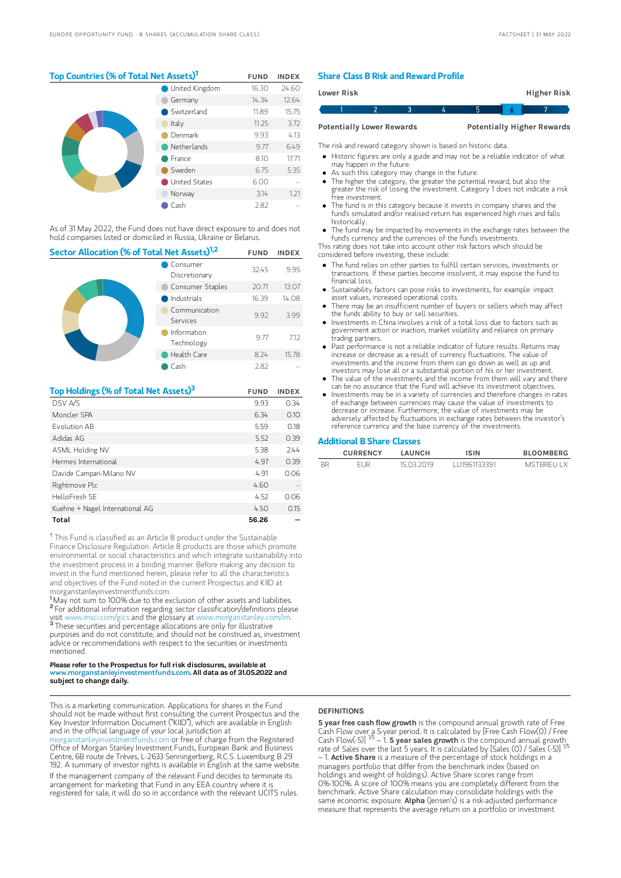## Top Countries (% of Total Net Assets)[1]

| | FUND | INDEX |
|---|---|---|
| United Kingdom | 16.30 | 24.60 |
| Germany | 14.34 | 12.64 |
| Switzerland | 11.89 | 15.75 |
| Italy | 11.25 | 3.72 |
| Denmark | 9.93 | 4.13 |
| Netherlands | 9.77 | 6.49 |
| France | 8.10 | 17.71 |
| Sweden | 6.75 | 5.35 |
| United States | 6.00 | -- |
| Norway | 3.14 | 1.21 |
| Cash | 2.82 | -- |

As of 31 May 2022, the Fund does not have direct exposure to and does not hold companies listed or domiciled in Russia, Ukraine or Belarus.

## Sector Allocation (% of Total Net Assets)[1,2]

| | FUND | INDEX |
|---|---|---|
| Consumer Discretionary | 32.45 | 9.95 |
| Consumer Staples | 20.71 | 13.07 |
| Industrials | 16.39 | 14.08 |
| Communication Services | 9.92 | 3.99 |
| Information Technology | 9.77 | 7.12 |
| Health Care | 8.24 | 15.78 |
| Cash | 2.82 | -- |

## Top Holdings (% of Total Net Assets)[3]

| | FUND | INDEX |
|---|---|---|
| DSV A/S | 9.93 | 0.34 |
| Moncler SPA | 6.34 | 0.10 |
| Evolution AB | 5.59 | 0.18 |
| Adidas AG | 5.52 | 0.39 |
| ASML Holding NV | 5.38 | 2.44 |
| Hermes International | 4.97 | 0.39 |
| Davide Campari-Milano NV | 4.91 | 0.06 |
| Rightmove Plc | 4.60 | -- |
| HelloFresh SE | 4.52 | 0.06 |
| Kuehne + Nagel International AG | 4.50 | 0.15 |
| **Total** | **56.26** | **--** |

† This Fund is classified as an Article 8 product under the Sustainable Finance Disclosure Regulation. Article 8 products are those which promote environmental or social characteristics and which integrate sustainability into the investment process in a binding manner. Before making any decision to invest in the fund mentioned herein, please refer to all the characteristics and objectives of the Fund noted in the current Prospectus and KIID at morganstanleyinvestmentfunds.com.

[1] May not sum to 100% due to the exclusion of other assets and liabilities.
[2] For additional information regarding sector classification/definitions please visit www.msci.com/gics and the glossary at www.morganstanley.com/im.
[3] These securities and percentage allocations are only for illustrative purposes and do not constitute, and should not be construed as, investment advice or recommendations with respect to the securities or investments mentioned.

**Please refer to the Prospectus for full risk disclosures, available at www.morganstanleyinvestmentfunds.com. All data as of 31.05.2022 and subject to change daily.**

## Share Class B Risk and Reward Profile

| Lower Risk | | | | | | Higher Risk |
|---|---|---|---|---|---|---|
| 1 | 2 | 3 | 4 | 5 | **6** | 7 |
| Potentially Lower Rewards | | | | | | Potentially Higher Rewards |

The risk and reward category shown is based on historic data.

- Historic figures are only a guide and may not be a reliable indicator of what may happen in the future.
- As such this category may change in the future.
- The higher the category, the greater the potential reward, but also the greater the risk of losing the investment. Category 1 does not indicate a risk free investment.
- The fund is in this category because it invests in company shares and the fund's simulated and/or realised return has experienced high rises and falls historically.
- The fund may be impacted by movements in the exchange rates between the fund's currency and the currencies of the fund's investments.

This rating does not take into account other risk factors which should be considered before investing, these include:

- The fund relies on other parties to fulfill certain services, investments or transactions. If these parties become insolvent, it may expose the fund to financial loss.
- Sustainability factors can pose risks to investments, for example: impact asset values, increased operational costs.
- There may be an insufficient number of buyers or sellers which may affect the funds ability to buy or sell securities.
- Investments in China involves a risk of a total loss due to factors such as government action or inaction, market volatility and reliance on primary trading partners.
- Past performance is not a reliable indicator of future results. Returns may increase or decrease as a result of currency fluctuations. The value of investments and the income from them can go down as well as up and investors may lose all or a substantial portion of his or her investment.
- The value of the investments and the income from them will vary and there can be no assurance that the Fund will achieve its investment objectives.
- Investments may be in a variety of currencies and therefore changes in rates of exchange between currencies may cause the value of investments to decrease or increase. Furthermore, the value of investments may be adversely affected by fluctuations in exchange rates between the investor's reference currency and the base currency of the investments.

## Additional B Share Classes

| | CURRENCY | LAUNCH | ISIN | BLOOMBERG |
|---|---|---|---|---|
| BR | EUR | 15.03.2019 | LU1961133391 | MSTBREU LX |

This is a marketing communication. Applications for shares in the Fund should not be made without first consulting the current Prospectus and the Key Investor Information Document ("KIID"), which are available in English and in the official language of your local jurisdiction at morganstanleyinvestmentfunds.com or free of charge from the Registered Office of Morgan Stanley Investment Funds, European Bank and Business Centre, 6B route de Trèves, L-2633 Senningerberg, R.C.S. Luxemburg B 29 192. A summary of investor rights is available in English at the same website.

If the management company of the relevant Fund decides to terminate its arrangement for marketing that Fund in any EEA country where it is registered for sale, it will do so in accordance with the relevant UCITS rules.

### DEFINITIONS

**5 year free cash flow growth** is the compound annual growth rate of Free Cash Flow over a 5-year period. It is calculated by [Free Cash Flow(0) / Free Cash Flow(-5)] $^{1/5}$ – 1. **5 year sales growth** is the compound annual growth rate of Sales over the last 5 years. It is calculated by [Sales (0) / Sales (-5)] $^{1/5}$ – 1. **Active Share** is a measure of the percentage of stock holdings in a managers portfolio that differ from the benchmark index (based on holdings and weight of holdings). Active Share scores range from 0%-100%. A score of 100% means you are completely different from the benchmark. Active Share calculation may consolidate holdings with the same economic exposure. **Alpha** (Jensen's) is a risk-adjusted performance measure that represents the average return on a portfolio or investment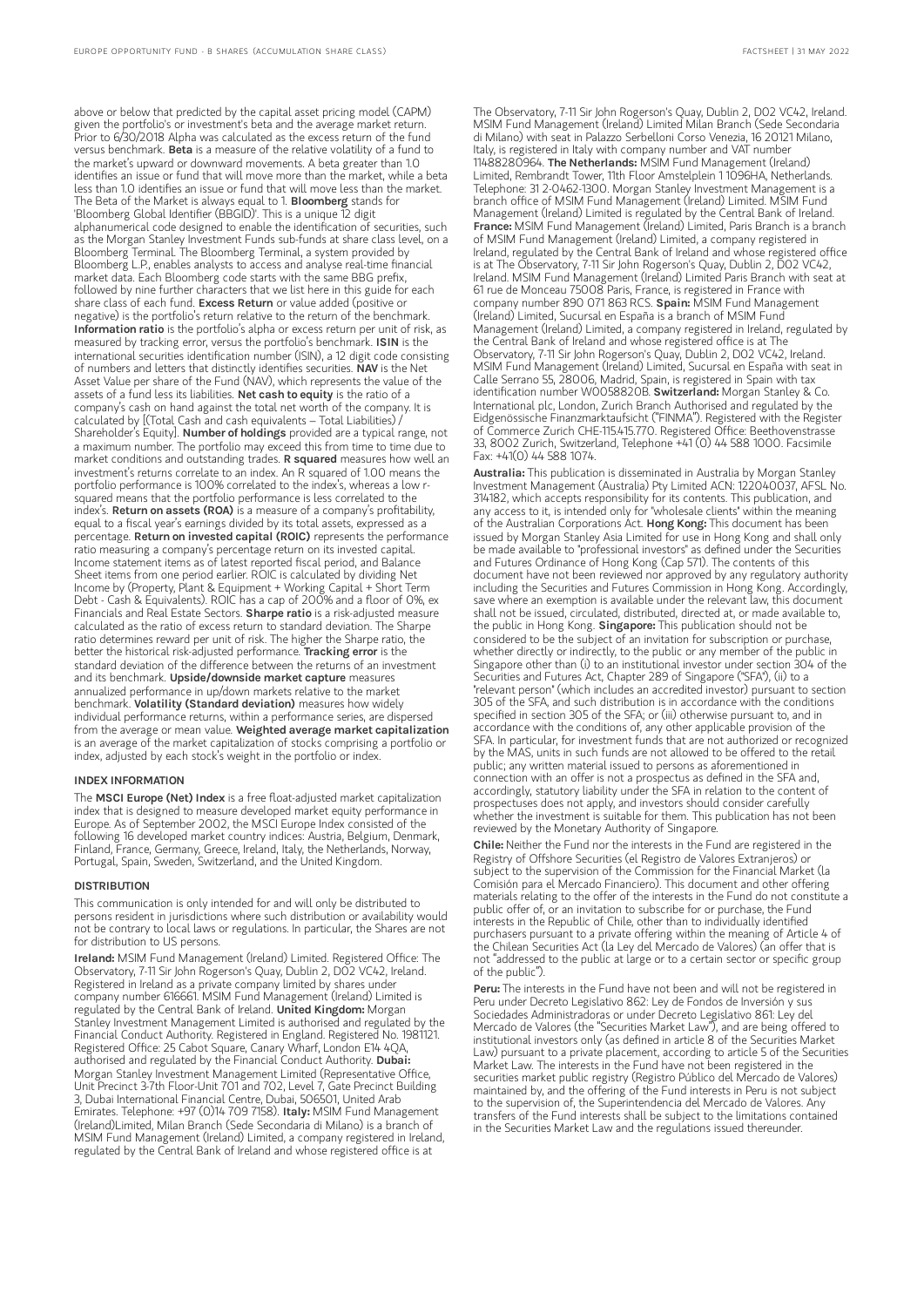above or below that predicted by the capital asset pricing model (CAPM) given the portfolio's or investment's beta and the average market return. Prior to 6/30/2018 Alpha was calculated as the excess return of the fund versus benchmark. **Beta** is a measure of the relative volatility of a fund to the market's upward or downward movements. A beta greater than 1.0 identifies an issue or fund that will move more than the market, while a beta less than 1.0 identifies an issue or fund that will move less than the market. The Beta of the Market is always equal to 1. **Bloomberg** stands for 'Bloomberg Global Identifier (BBGID)'. This is a unique 12 digit alphanumerical code designed to enable the identification of securities, such as the Morgan Stanley Investment Funds sub-funds at share class level, on a Bloomberg Terminal. The Bloomberg Terminal, a system provided by Bloomberg L.P., enables analysts to access and analyse real-time financial market data. Each Bloomberg code starts with the same BBG prefix, followed by nine further characters that we list here in this guide for each share class of each fund. **Excess Return** or value added (positive or negative) is the portfolio's return relative to the return of the benchmark. **Information ratio** is the portfolio's alpha or excess return per unit of risk, as measured by tracking error, versus the portfolio's benchmark. **ISIN** is the international securities identification number (ISIN), a 12 digit code consisting of numbers and letters that distinctly identifies securities. **NAV** is the Net Asset Value per share of the Fund (NAV), which represents the value of the assets of a fund less its liabilities. **Net cash to equity** is the ratio of a company's cash on hand against the total net worth of the company. It is calculated by [(Total Cash and cash equivalents – Total Liabilities) / Shareholder's Equity]. **Number of holdings** provided are a typical range, not a maximum number. The portfolio may exceed this from time to time due to market conditions and outstanding trades. **R squared** measures how well an investment's returns correlate to an index. An R squared of 1.00 means the portfolio performance is 100% correlated to the index's, whereas a low r-squared means that the portfolio performance is less correlated to the index's. **Return on assets (ROA)** is a measure of a company's profitability, equal to a fiscal year's earnings divided by its total assets, expressed as a percentage. **Return on invested capital (ROIC)** represents the performance ratio measuring a company's percentage return on its invested capital. Income statement items as of latest reported fiscal period, and Balance Sheet items from one period earlier. ROIC is calculated by dividing Net Income by (Property, Plant & Equipment + Working Capital + Short Term Debt - Cash & Equivalents). ROIC has a cap of 200% and a floor of 0%, ex Financials and Real Estate Sectors. **Sharpe ratio** is a risk-adjusted measure calculated as the ratio of excess return to standard deviation. The Sharpe ratio determines reward per unit of risk. The higher the Sharpe ratio, the better the historical risk-adjusted performance. **Tracking error** is the standard deviation of the difference between the returns of an investment and its benchmark. **Upside/downside market capture** measures annualized performance in up/down markets relative to the market benchmark. **Volatility (Standard deviation)** measures how widely individual performance returns, within a performance series, are dispersed from the average or mean value. **Weighted average market capitalization** is an average of the market capitalization of stocks comprising a portfolio or index, adjusted by each stock's weight in the portfolio or index.

## INDEX INFORMATION

The **MSCI Europe (Net) Index** is a free float-adjusted market capitalization index that is designed to measure developed market equity performance in Europe. As of September 2002, the MSCI Europe Index consisted of the following 16 developed market country indices: Austria, Belgium, Denmark, Finland, France, Germany, Greece, Ireland, Italy, the Netherlands, Norway, Portugal, Spain, Sweden, Switzerland, and the United Kingdom.

## DISTRIBUTION

This communication is only intended for and will only be distributed to persons resident in jurisdictions where such distribution or availability would not be contrary to local laws or regulations. In particular, the Shares are not for distribution to US persons.

**Ireland:** MSIM Fund Management (Ireland) Limited. Registered Office: The Observatory, 7-11 Sir John Rogerson's Quay, Dublin 2, D02 VC42, Ireland. Registered in Ireland as a private company limited by shares under company number 616661. MSIM Fund Management (Ireland) Limited is regulated by the Central Bank of Ireland. **United Kingdom:** Morgan Stanley Investment Management Limited is authorised and regulated by the Financial Conduct Authority. Registered in England. Registered No. 1981121. Registered Office: 25 Cabot Square, Canary Wharf, London E14 4QA, authorised and regulated by the Financial Conduct Authority. **Dubai:** Morgan Stanley Investment Management Limited (Representative Office, Unit Precinct 3-7th Floor-Unit 701 and 702, Level 7, Gate Precinct Building 3, Dubai International Financial Centre, Dubai, 506501, United Arab Emirates. Telephone: +97 (0)14 709 7158). **Italy:** MSIM Fund Management (Ireland)Limited, Milan Branch (Sede Secondaria di Milano) is a branch of MSIM Fund Management (Ireland) Limited, a company registered in Ireland, regulated by the Central Bank of Ireland and whose registered office is at The Observatory, 7-11 Sir John Rogerson's Quay, Dublin 2, D02 VC42, Ireland. MSIM Fund Management (Ireland) Limited Milan Branch (Sede Secondaria di Milano) with seat in Palazzo Serbelloni Corso Venezia, 16 20121 Milano, Italy, is registered in Italy with company number and VAT number 11488280964. **The Netherlands:** MSIM Fund Management (Ireland) Limited, Rembrandt Tower, 11th Floor Amstelplein 1 1096HA, Netherlands. Telephone: 31 2-0462-1300. Morgan Stanley Investment Management is a branch office of MSIM Fund Management (Ireland) Limited. MSIM Fund Management (Ireland) Limited is regulated by the Central Bank of Ireland. **France:** MSIM Fund Management (Ireland) Limited, Paris Branch is a branch of MSIM Fund Management (Ireland) Limited, a company registered in Ireland, regulated by the Central Bank of Ireland and whose registered office is at The Observatory, 7-11 Sir John Rogerson's Quay, Dublin 2, D02 VC42, Ireland. MSIM Fund Management (Ireland) Limited Paris Branch with seat at 61 rue de Monceau 75008 Paris, France, is registered in France with company number 890 071 863 RCS. **Spain:** MSIM Fund Management (Ireland) Limited, Sucursal en España is a branch of MSIM Fund Management (Ireland) Limited, a company registered in Ireland, regulated by the Central Bank of Ireland and whose registered office is at The Observatory, 7-11 Sir John Rogerson's Quay, Dublin 2, D02 VC42, Ireland. MSIM Fund Management (Ireland) Limited, Sucursal en España with seat in Calle Serrano 55, 28006, Madrid, Spain, is registered in Spain with tax identification number W0058820B. **Switzerland:** Morgan Stanley & Co. International plc, London, Zurich Branch Authorised and regulated by the Eidgenössische Finanzmarktaufsicht ("FINMA"). Registered with the Register of Commerce Zurich CHE-115.415.770. Registered Office: Beethovenstrasse 33, 8002 Zurich, Switzerland, Telephone +41 (0) 44 588 1000. Facsimile Fax: +41(0) 44 588 1074.

**Australia:** This publication is disseminated in Australia by Morgan Stanley Investment Management (Australia) Pty Limited ACN: 122040037, AFSL No. 314182, which accepts responsibility for its contents. This publication, and any access to it, is intended only for "wholesale clients" within the meaning of the Australian Corporations Act. **Hong Kong:** This document has been issued by Morgan Stanley Asia Limited for use in Hong Kong and shall only be made available to "professional investors" as defined under the Securities and Futures Ordinance of Hong Kong (Cap 571). The contents of this document have not been reviewed nor approved by any regulatory authority including the Securities and Futures Commission in Hong Kong. Accordingly, save where an exemption is available under the relevant law, this document shall not be issued, circulated, distributed, directed at, or made available to, the public in Hong Kong. **Singapore:** This publication should not be considered to be the subject of an invitation for subscription or purchase, whether directly or indirectly, to the public or any member of the public in Singapore other than (i) to an institutional investor under section 304 of the Securities and Futures Act, Chapter 289 of Singapore ("SFA"), (ii) to a "relevant person" (which includes an accredited investor) pursuant to section 305 of the SFA, and such distribution is in accordance with the conditions specified in section 305 of the SFA; or (iii) otherwise pursuant to, and in accordance with the conditions of, any other applicable provision of the SFA. In particular, for investment funds that are not authorized or recognized by the MAS, units in such funds are not allowed to be offered to the retail public; any written material issued to persons as aforementioned in connection with an offer is not a prospectus as defined in the SFA and, accordingly, statutory liability under the SFA in relation to the content of prospectuses does not apply, and investors should consider carefully whether the investment is suitable for them. This publication has not been reviewed by the Monetary Authority of Singapore.

**Chile:** Neither the Fund nor the interests in the Fund are registered in the Registry of Offshore Securities (el Registro de Valores Extranjeros) or subject to the supervision of the Commission for the Financial Market (la Comisión para el Mercado Financiero). This document and other offering materials relating to the offer of the interests in the Fund do not constitute a public offer of, or an invitation to subscribe for or purchase, the Fund interests in the Republic of Chile, other than to individually identified purchasers pursuant to a private offering within the meaning of Article 4 of the Chilean Securities Act (la Ley del Mercado de Valores) (an offer that is not "addressed to the public at large or to a certain sector or specific group of the public").

**Peru:** The interests in the Fund have not been and will not be registered in Peru under Decreto Legislativo 862: Ley de Fondos de Inversión y sus Sociedades Administradoras or under Decreto Legislativo 861: Ley del Mercado de Valores (the "Securities Market Law"), and are being offered to institutional investors only (as defined in article 8 of the Securities Market Law) pursuant to a private placement, according to article 5 of the Securities Market Law. The interests in the Fund have not been registered in the securities market public registry (Registro Público del Mercado de Valores) maintained by, and the offering of the Fund interests in Peru is not subject to the supervision of, the Superintendencia del Mercado de Valores. Any transfers of the Fund interests shall be subject to the limitations contained in the Securities Market Law and the regulations issued thereunder.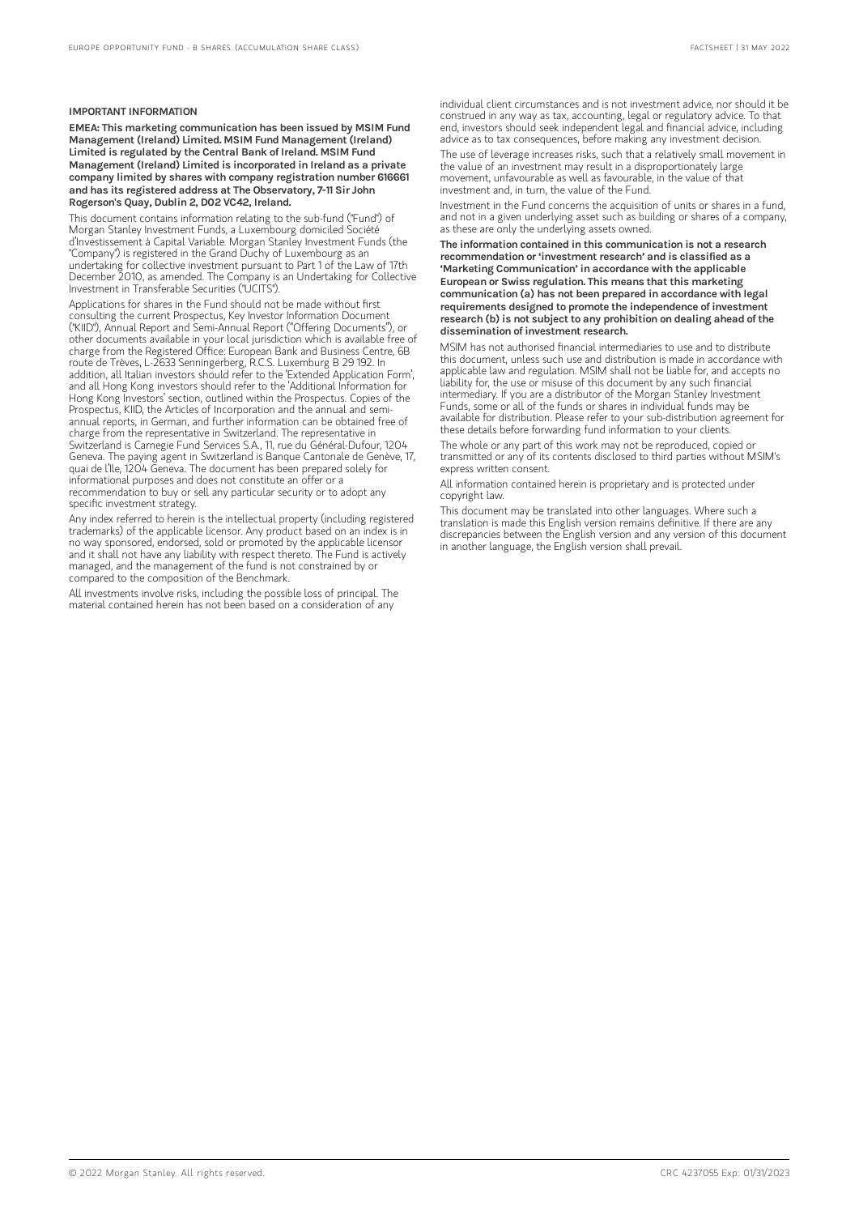## IMPORTANT INFORMATION

**EMEA: This marketing communication has been issued by MSIM Fund Management (Ireland) Limited. MSIM Fund Management (Ireland) Limited is regulated by the Central Bank of Ireland. MSIM Fund Management (Ireland) Limited is incorporated in Ireland as a private company limited by shares with company registration number 616661 and has its registered address at The Observatory, 7-11 Sir John Rogerson's Quay, Dublin 2, D02 VC42, Ireland.**

This document contains information relating to the sub-fund ("Fund") of Morgan Stanley Investment Funds, a Luxembourg domiciled Société d'Investissement à Capital Variable. Morgan Stanley Investment Funds (the "Company") is registered in the Grand Duchy of Luxembourg as an undertaking for collective investment pursuant to Part 1 of the Law of 17th December 2010, as amended. The Company is an Undertaking for Collective Investment in Transferable Securities ("UCITS").

Applications for shares in the Fund should not be made without first consulting the current Prospectus, Key Investor Information Document ("KIID"), Annual Report and Semi-Annual Report ("Offering Documents"), or other documents available in your local jurisdiction which is available free of charge from the Registered Office: European Bank and Business Centre, 6B route de Trèves, L-2633 Senningerberg, R.C.S. Luxemburg B 29 192. In addition, all Italian investors should refer to the 'Extended Application Form', and all Hong Kong investors should refer to the 'Additional Information for Hong Kong Investors' section, outlined within the Prospectus. Copies of the Prospectus, KIID, the Articles of Incorporation and the annual and semi-annual reports, in German, and further information can be obtained free of charge from the representative in Switzerland. The representative in Switzerland is Carnegie Fund Services S.A., 11, rue du Général-Dufour, 1204 Geneva. The paying agent in Switzerland is Banque Cantonale de Genève, 17, quai de l'Ile, 1204 Geneva. The document has been prepared solely for informational purposes and does not constitute an offer or a recommendation to buy or sell any particular security or to adopt any specific investment strategy.

Any index referred to herein is the intellectual property (including registered trademarks) of the applicable licensor. Any product based on an index is in no way sponsored, endorsed, sold or promoted by the applicable licensor and it shall not have any liability with respect thereto. The Fund is actively managed, and the management of the fund is not constrained by or compared to the composition of the Benchmark.

All investments involve risks, including the possible loss of principal. The material contained herein has not been based on a consideration of any individual client circumstances and is not investment advice, nor should it be construed in any way as tax, accounting, legal or regulatory advice. To that end, investors should seek independent legal and financial advice, including advice as to tax consequences, before making any investment decision.

The use of leverage increases risks, such that a relatively small movement in the value of an investment may result in a disproportionately large movement, unfavourable as well as favourable, in the value of that investment and, in turn, the value of the Fund.

Investment in the Fund concerns the acquisition of units or shares in a fund, and not in a given underlying asset such as building or shares of a company, as these are only the underlying assets owned.

**The information contained in this communication is not a research recommendation or 'investment research' and is classified as a 'Marketing Communication' in accordance with the applicable European or Swiss regulation. This means that this marketing communication (a) has not been prepared in accordance with legal requirements designed to promote the independence of investment research (b) is not subject to any prohibition on dealing ahead of the dissemination of investment research.**

MSIM has not authorised financial intermediaries to use and to distribute this document, unless such use and distribution is made in accordance with applicable law and regulation. MSIM shall not be liable for, and accepts no liability for, the use or misuse of this document by any such financial intermediary. If you are a distributor of the Morgan Stanley Investment Funds, some or all of the funds or shares in individual funds may be available for distribution. Please refer to your sub-distribution agreement for these details before forwarding fund information to your clients.

The whole or any part of this work may not be reproduced, copied or transmitted or any of its contents disclosed to third parties without MSIM's express written consent.

All information contained herein is proprietary and is protected under copyright law.

This document may be translated into other languages. Where such a translation is made this English version remains definitive. If there are any discrepancies between the English version and any version of this document in another language, the English version shall prevail.

© 2022 Morgan Stanley. All rights reserved.

CRC 4237055 Exp: 01/31/2023